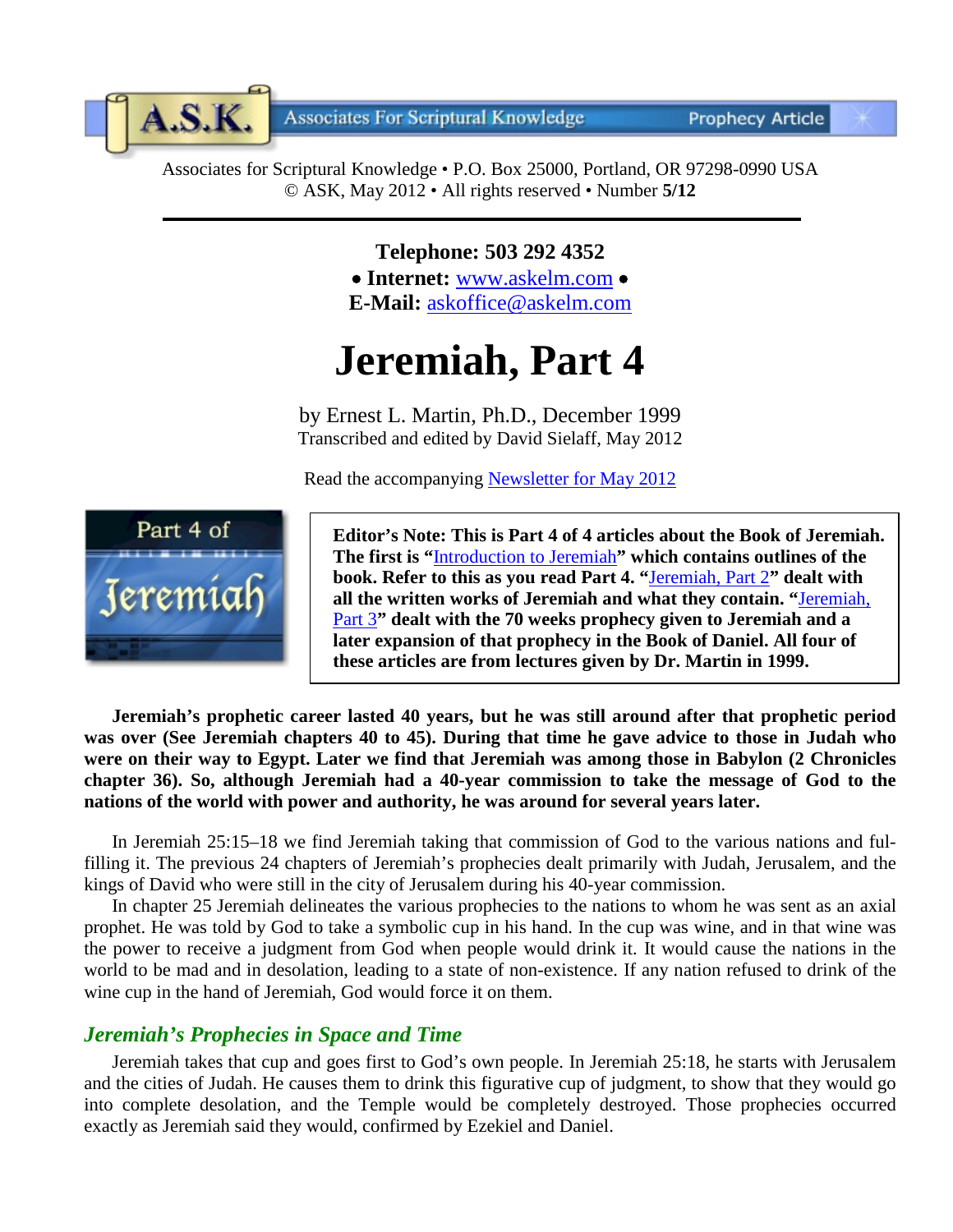A.S.K. Associates For Scriptural Knowledge — Prophecy Article

Associates for Scriptural Knowledge • P.O. Box 25000, Portland, OR 97298-0990 USA
© ASK, May 2012 • All rights reserved • Number **5/12**

---

**Telephone: 503 292 4352**
• **Internet:** www.askelm.com •
**E-Mail:** askoffice@askelm.com

# Jeremiah, Part 4

by Ernest L. Martin, Ph.D., December 1999
Transcribed and edited by David Sielaff, May 2012

Read the accompanying Newsletter for May 2012

**Editor's Note: This is Part 4 of 4 articles about the Book of Jeremiah. The first is "Introduction to Jeremiah" which contains outlines of the book. Refer to this as you read Part 4. "Jeremiah, Part 2" dealt with all the written works of Jeremiah and what they contain. "Jeremiah, Part 3" dealt with the 70 weeks prophecy given to Jeremiah and a later expansion of that prophecy in the Book of Daniel. All four of these articles are from lectures given by Dr. Martin in 1999.**

**Jeremiah's prophetic career lasted 40 years, but he was still around after that prophetic period was over (See Jeremiah chapters 40 to 45). During that time he gave advice to those in Judah who were on their way to Egypt. Later we find that Jeremiah was among those in Babylon (2 Chronicles chapter 36). So, although Jeremiah had a 40-year commission to take the message of God to the nations of the world with power and authority, he was around for several years later.**

In Jeremiah 25:15–18 we find Jeremiah taking that commission of God to the various nations and fulfilling it. The previous 24 chapters of Jeremiah's prophecies dealt primarily with Judah, Jerusalem, and the kings of David who were still in the city of Jerusalem during his 40-year commission.

In chapter 25 Jeremiah delineates the various prophecies to the nations to whom he was sent as an axial prophet. He was told by God to take a symbolic cup in his hand. In the cup was wine, and in that wine was the power to receive a judgment from God when people would drink it. It would cause the nations in the world to be mad and in desolation, leading to a state of non-existence. If any nation refused to drink of the wine cup in the hand of Jeremiah, God would force it on them.

## *Jeremiah's Prophecies in Space and Time*

Jeremiah takes that cup and goes first to God's own people. In Jeremiah 25:18, he starts with Jerusalem and the cities of Judah. He causes them to drink this figurative cup of judgment, to show that they would go into complete desolation, and the Temple would be completely destroyed. Those prophecies occurred exactly as Jeremiah said they would, confirmed by Ezekiel and Daniel.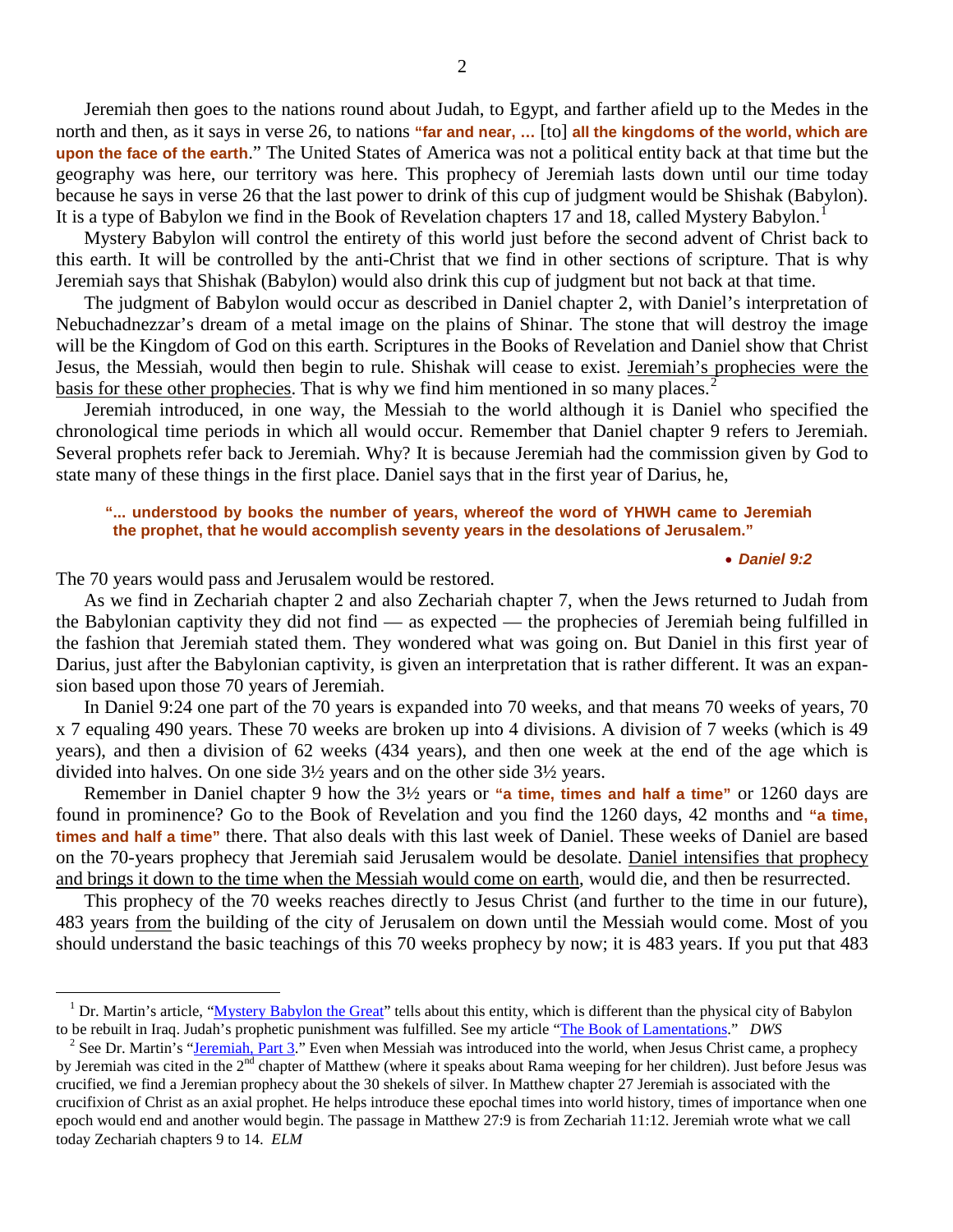Jeremiah then goes to the nations round about Judah, to Egypt, and farther afield up to the Medes in the north and then, as it says in verse 26, to nations **"far and near, …** [to] **all the kingdoms of the world, which are upon the face of the earth**." The United States of America was not a political entity back at that time but the geography was here, our territory was here. This prophecy of Jeremiah lasts down until our time today because he says in verse 26 that the last power to drink of this cup of judgment would be Shishak (Babylon). It is a type of Babylon we find in the Book of Revelation chapters 17 and 18, called Mystery Babylon.[1]

Mystery Babylon will control the entirety of this world just before the second advent of Christ back to this earth. It will be controlled by the anti-Christ that we find in other sections of scripture. That is why Jeremiah says that Shishak (Babylon) would also drink this cup of judgment but not back at that time.

The judgment of Babylon would occur as described in Daniel chapter 2, with Daniel's interpretation of Nebuchadnezzar's dream of a metal image on the plains of Shinar. The stone that will destroy the image will be the Kingdom of God on this earth. Scriptures in the Books of Revelation and Daniel show that Christ Jesus, the Messiah, would then begin to rule. Shishak will cease to exist. <u>Jeremiah's prophecies were the basis for these other prophecies</u>. That is why we find him mentioned in so many places.[2]

Jeremiah introduced, in one way, the Messiah to the world although it is Daniel who specified the chronological time periods in which all would occur. Remember that Daniel chapter 9 refers to Jeremiah. Several prophets refer back to Jeremiah. Why? It is because Jeremiah had the commission given by God to state many of these things in the first place. Daniel says that in the first year of Darius, he,

> **"... understood by books the number of years, whereof the word of YHWH came to Jeremiah the prophet, that he would accomplish seventy years in the desolations of Jerusalem."**
>
> • ***Daniel 9:2***

The 70 years would pass and Jerusalem would be restored.

As we find in Zechariah chapter 2 and also Zechariah chapter 7, when the Jews returned to Judah from the Babylonian captivity they did not find — as expected — the prophecies of Jeremiah being fulfilled in the fashion that Jeremiah stated them. They wondered what was going on. But Daniel in this first year of Darius, just after the Babylonian captivity, is given an interpretation that is rather different. It was an expansion based upon those 70 years of Jeremiah.

In Daniel 9:24 one part of the 70 years is expanded into 70 weeks, and that means 70 weeks of years, 70 x 7 equaling 490 years. These 70 weeks are broken up into 4 divisions. A division of 7 weeks (which is 49 years), and then a division of 62 weeks (434 years), and then one week at the end of the age which is divided into halves. On one side 3½ years and on the other side 3½ years.

Remember in Daniel chapter 9 how the 3½ years or **"a time, times and half a time"** or 1260 days are found in prominence? Go to the Book of Revelation and you find the 1260 days, 42 months and **"a time, times and half a time"** there. That also deals with this last week of Daniel. These weeks of Daniel are based on the 70-years prophecy that Jeremiah said Jerusalem would be desolate. <u>Daniel intensifies that prophecy and brings it down to the time when the Messiah would come on earth</u>, would die, and then be resurrected.

This prophecy of the 70 weeks reaches directly to Jesus Christ (and further to the time in our future), 483 years <u>from</u> the building of the city of Jerusalem on down until the Messiah would come. Most of you should understand the basic teachings of this 70 weeks prophecy by now; it is 483 years. If you put that 483

---

[1] Dr. Martin's article, "Mystery Babylon the Great" tells about this entity, which is different than the physical city of Babylon to be rebuilt in Iraq. Judah's prophetic punishment was fulfilled. See my article "The Book of Lamentations." *DWS*

[2] See Dr. Martin's "Jeremiah, Part 3." Even when Messiah was introduced into the world, when Jesus Christ came, a prophecy by Jeremiah was cited in the 2nd chapter of Matthew (where it speaks about Rama weeping for her children). Just before Jesus was crucified, we find a Jeremian prophecy about the 30 shekels of silver. In Matthew chapter 27 Jeremiah is associated with the crucifixion of Christ as an axial prophet. He helps introduce these epochal times into world history, times of importance when one epoch would end and another would begin. The passage in Matthew 27:9 is from Zechariah 11:12. Jeremiah wrote what we call today Zechariah chapters 9 to 14. *ELM*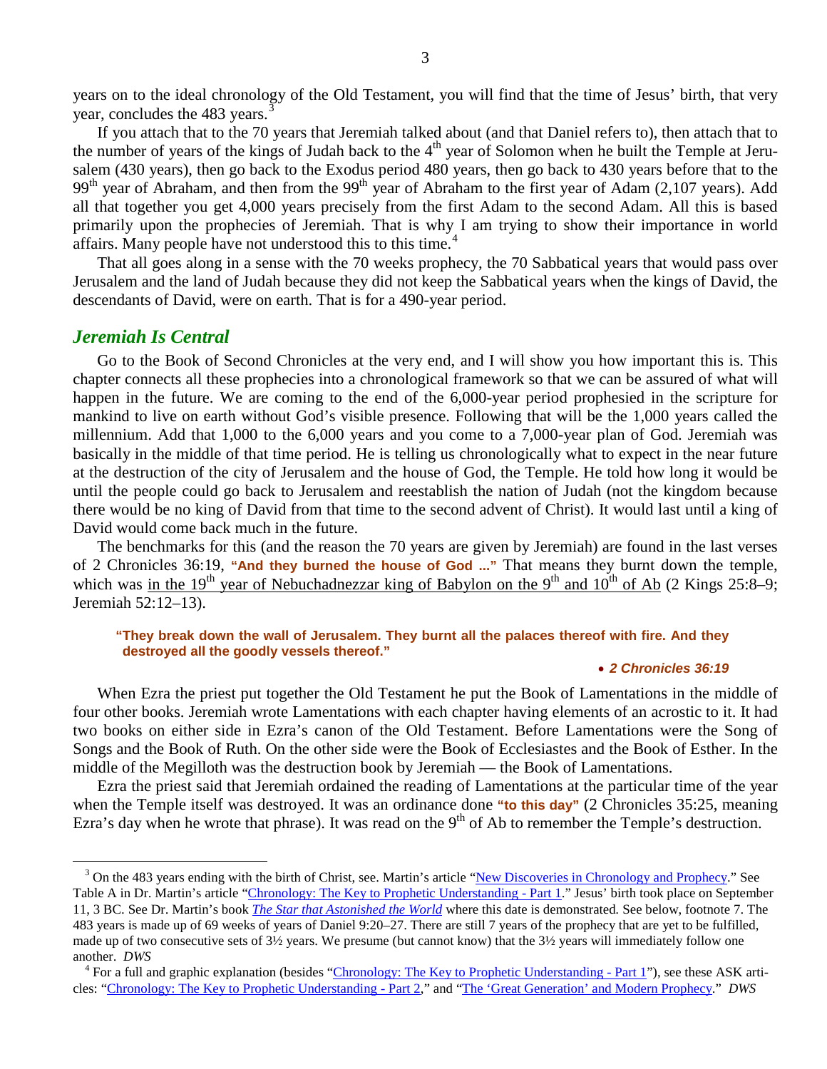years on to the ideal chronology of the Old Testament, you will find that the time of Jesus' birth, that very year, concludes the 483 years.[3]

If you attach that to the 70 years that Jeremiah talked about (and that Daniel refers to), then attach that to the number of years of the kings of Judah back to the 4th year of Solomon when he built the Temple at Jerusalem (430 years), then go back to the Exodus period 480 years, then go back to 430 years before that to the 99th year of Abraham, and then from the 99th year of Abraham to the first year of Adam (2,107 years). Add all that together you get 4,000 years precisely from the first Adam to the second Adam. All this is based primarily upon the prophecies of Jeremiah. That is why I am trying to show their importance in world affairs. Many people have not understood this to this time.[4]

That all goes along in a sense with the 70 weeks prophecy, the 70 Sabbatical years that would pass over Jerusalem and the land of Judah because they did not keep the Sabbatical years when the kings of David, the descendants of David, were on earth. That is for a 490-year period.

## *Jeremiah Is Central*

Go to the Book of Second Chronicles at the very end, and I will show you how important this is. This chapter connects all these prophecies into a chronological framework so that we can be assured of what will happen in the future. We are coming to the end of the 6,000-year period prophesied in the scripture for mankind to live on earth without God's visible presence. Following that will be the 1,000 years called the millennium. Add that 1,000 to the 6,000 years and you come to a 7,000-year plan of God. Jeremiah was basically in the middle of that time period. He is telling us chronologically what to expect in the near future at the destruction of the city of Jerusalem and the house of God, the Temple. He told how long it would be until the people could go back to Jerusalem and reestablish the nation of Judah (not the kingdom because there would be no king of David from that time to the second advent of Christ). It would last until a king of David would come back much in the future.

The benchmarks for this (and the reason the 70 years are given by Jeremiah) are found in the last verses of 2 Chronicles 36:19, **"And they burned the house of God ..."** That means they burnt down the temple, which was in the 19th year of Nebuchadnezzar king of Babylon on the 9th and 10th of Ab (2 Kings 25:8–9; Jeremiah 52:12–13).

> **"They break down the wall of Jerusalem. They burnt all the palaces thereof with fire. And they destroyed all the goodly vessels thereof."**
>
> • ***2 Chronicles 36:19***

When Ezra the priest put together the Old Testament he put the Book of Lamentations in the middle of four other books. Jeremiah wrote Lamentations with each chapter having elements of an acrostic to it. It had two books on either side in Ezra's canon of the Old Testament. Before Lamentations were the Song of Songs and the Book of Ruth. On the other side were the Book of Ecclesiastes and the Book of Esther. In the middle of the Megilloth was the destruction book by Jeremiah — the Book of Lamentations.

Ezra the priest said that Jeremiah ordained the reading of Lamentations at the particular time of the year when the Temple itself was destroyed. It was an ordinance done **"to this day"** (2 Chronicles 35:25, meaning Ezra's day when he wrote that phrase). It was read on the 9th of Ab to remember the Temple's destruction.

---

[3] On the 483 years ending with the birth of Christ, see. Martin's article "New Discoveries in Chronology and Prophecy." See Table A in Dr. Martin's article "Chronology: The Key to Prophetic Understanding - Part 1." Jesus' birth took place on September 11, 3 BC. See Dr. Martin's book *The Star that Astonished the World* where this date is demonstrated. See below, footnote 7. The 483 years is made up of 69 weeks of years of Daniel 9:20–27. There are still 7 years of the prophecy that are yet to be fulfilled, made up of two consecutive sets of 3½ years. We presume (but cannot know) that the 3½ years will immediately follow one another. *DWS*

[4] For a full and graphic explanation (besides "Chronology: The Key to Prophetic Understanding - Part 1"), see these ASK articles: "Chronology: The Key to Prophetic Understanding - Part 2," and "The 'Great Generation' and Modern Prophecy." *DWS*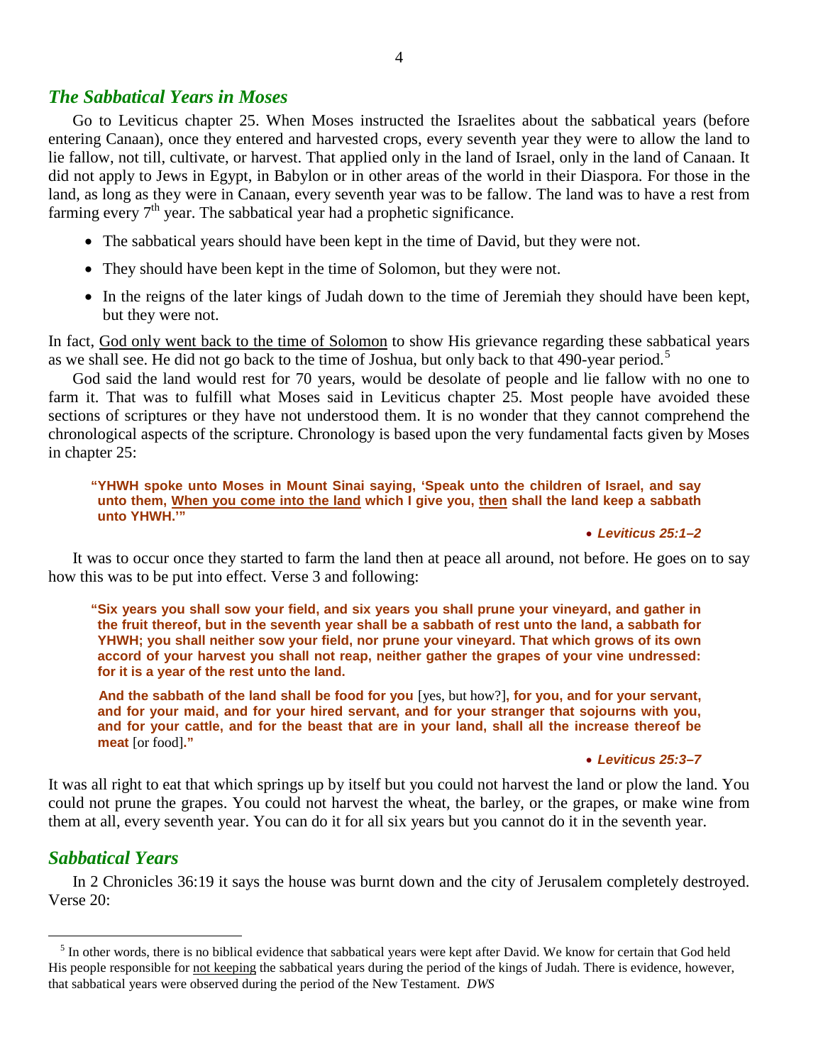## *The Sabbatical Years in Moses*

Go to Leviticus chapter 25. When Moses instructed the Israelites about the sabbatical years (before entering Canaan), once they entered and harvested crops, every seventh year they were to allow the land to lie fallow, not till, cultivate, or harvest. That applied only in the land of Israel, only in the land of Canaan. It did not apply to Jews in Egypt, in Babylon or in other areas of the world in their Diaspora. For those in the land, as long as they were in Canaan, every seventh year was to be fallow. The land was to have a rest from farming every 7th year. The sabbatical year had a prophetic significance.

- The sabbatical years should have been kept in the time of David, but they were not.
- They should have been kept in the time of Solomon, but they were not.
- In the reigns of the later kings of Judah down to the time of Jeremiah they should have been kept, but they were not.

In fact, <u>God only went back to the time of Solomon</u> to show His grievance regarding these sabbatical years as we shall see. He did not go back to the time of Joshua, but only back to that 490-year period.[5]

God said the land would rest for 70 years, would be desolate of people and lie fallow with no one to farm it. That was to fulfill what Moses said in Leviticus chapter 25. Most people have avoided these sections of scriptures or they have not understood them. It is no wonder that they cannot comprehend the chronological aspects of the scripture. Chronology is based upon the very fundamental facts given by Moses in chapter 25:

> **"YHWH spoke unto Moses in Mount Sinai saying, 'Speak unto the children of Israel, and say unto them, <u>When you come into the land</u> which I give you, <u>then</u> shall the land keep a sabbath unto YHWH.'"**
>
> - ***Leviticus 25:1–2***

It was to occur once they started to farm the land then at peace all around, not before. He goes on to say how this was to be put into effect. Verse 3 and following:

> **"Six years you shall sow your field, and six years you shall prune your vineyard, and gather in the fruit thereof, but in the seventh year shall be a sabbath of rest unto the land, a sabbath for YHWH; you shall neither sow your field, nor prune your vineyard. That which grows of its own accord of your harvest you shall not reap, neither gather the grapes of your vine undressed: for it is a year of the rest unto the land.**
>
> **And the sabbath of the land shall be food for you** [yes, but how?]**, for you, and for your servant, and for your maid, and for your hired servant, and for your stranger that sojourns with you, and for your cattle, and for the beast that are in your land, shall all the increase thereof be meat** [or food]**."**
>
> - ***Leviticus 25:3–7***

It was all right to eat that which springs up by itself but you could not harvest the land or plow the land. You could not prune the grapes. You could not harvest the wheat, the barley, or the grapes, or make wine from them at all, every seventh year. You can do it for all six years but you cannot do it in the seventh year.

## *Sabbatical Years*

In 2 Chronicles 36:19 it says the house was burnt down and the city of Jerusalem completely destroyed. Verse 20:

---

[5] In other words, there is no biblical evidence that sabbatical years were kept after David. We know for certain that God held His people responsible for <u>not keeping</u> the sabbatical years during the period of the kings of Judah. There is evidence, however, that sabbatical years were observed during the period of the New Testament. *DWS*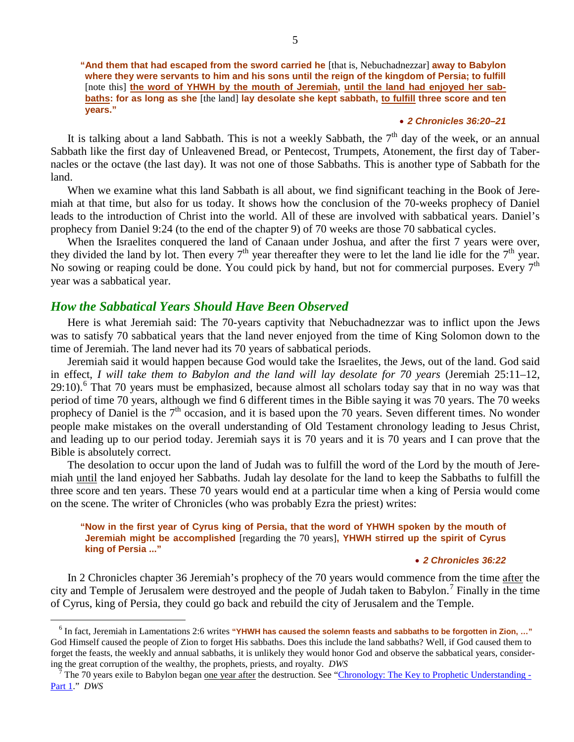> **"And them that had escaped from the sword carried he** [that is, Nebuchadnezzar] **away to Babylon where they were servants to him and his sons until the reign of the kingdom of Persia; to fulfill** [note this] **<u>the word of YHWH by the mouth of Jeremiah</u>, <u>until the land had enjoyed her sabbaths</u>: for as long as she** [the land] **lay desolate she kept sabbath, <u>to fulfill</u> three score and ten years."**
>
> • ***2 Chronicles 36:20–21***

It is talking about a land Sabbath. This is not a weekly Sabbath, the 7th day of the week, or an annual Sabbath like the first day of Unleavened Bread, or Pentecost, Trumpets, Atonement, the first day of Tabernacles or the octave (the last day). It was not one of those Sabbaths. This is another type of Sabbath for the land.

When we examine what this land Sabbath is all about, we find significant teaching in the Book of Jeremiah at that time, but also for us today. It shows how the conclusion of the 70-weeks prophecy of Daniel leads to the introduction of Christ into the world. All of these are involved with sabbatical years. Daniel's prophecy from Daniel 9:24 (to the end of the chapter 9) of 70 weeks are those 70 sabbatical cycles.

When the Israelites conquered the land of Canaan under Joshua, and after the first 7 years were over, they divided the land by lot. Then every 7th year thereafter they were to let the land lie idle for the 7th year. No sowing or reaping could be done. You could pick by hand, but not for commercial purposes. Every 7th year was a sabbatical year.

## *How the Sabbatical Years Should Have Been Observed*

Here is what Jeremiah said: The 70-years captivity that Nebuchadnezzar was to inflict upon the Jews was to satisfy 70 sabbatical years that the land never enjoyed from the time of King Solomon down to the time of Jeremiah. The land never had its 70 years of sabbatical periods.

Jeremiah said it would happen because God would take the Israelites, the Jews, out of the land. God said in effect, *I will take them to Babylon and the land will lay desolate for 70 years* (Jeremiah 25:11–12, 29:10).[6] That 70 years must be emphasized, because almost all scholars today say that in no way was that period of time 70 years, although we find 6 different times in the Bible saying it was 70 years. The 70 weeks prophecy of Daniel is the 7th occasion, and it is based upon the 70 years. Seven different times. No wonder people make mistakes on the overall understanding of Old Testament chronology leading to Jesus Christ, and leading up to our period today. Jeremiah says it is 70 years and it is 70 years and I can prove that the Bible is absolutely correct.

The desolation to occur upon the land of Judah was to fulfill the word of the Lord by the mouth of Jeremiah <u>until</u> the land enjoyed her Sabbaths. Judah lay desolate for the land to keep the Sabbaths to fulfill the three score and ten years. These 70 years would end at a particular time when a king of Persia would come on the scene. The writer of Chronicles (who was probably Ezra the priest) writes:

> **"Now in the first year of Cyrus king of Persia, that the word of YHWH spoken by the mouth of Jeremiah might be accomplished** [regarding the 70 years]**, YHWH stirred up the spirit of Cyrus king of Persia ..."**
>
> • ***2 Chronicles 36:22***

In 2 Chronicles chapter 36 Jeremiah's prophecy of the 70 years would commence from the time <u>after</u> the city and Temple of Jerusalem were destroyed and the people of Judah taken to Babylon.[7] Finally in the time of Cyrus, king of Persia, they could go back and rebuild the city of Jerusalem and the Temple.

---

[6] In fact, Jeremiah in Lamentations 2:6 writes **"YHWH has caused the solemn feasts and sabbaths to be forgotten in Zion, …"** God Himself caused the people of Zion to forget His sabbaths. Does this include the land sabbaths? Well, if God caused them to forget the feasts, the weekly and annual sabbaths, it is unlikely they would honor God and observe the sabbatical years, considering the great corruption of the wealthy, the prophets, priests, and royalty. *DWS*

[7] The 70 years exile to Babylon began <u>one year after</u> the destruction. See "Chronology: The Key to Prophetic Understanding - Part 1." *DWS*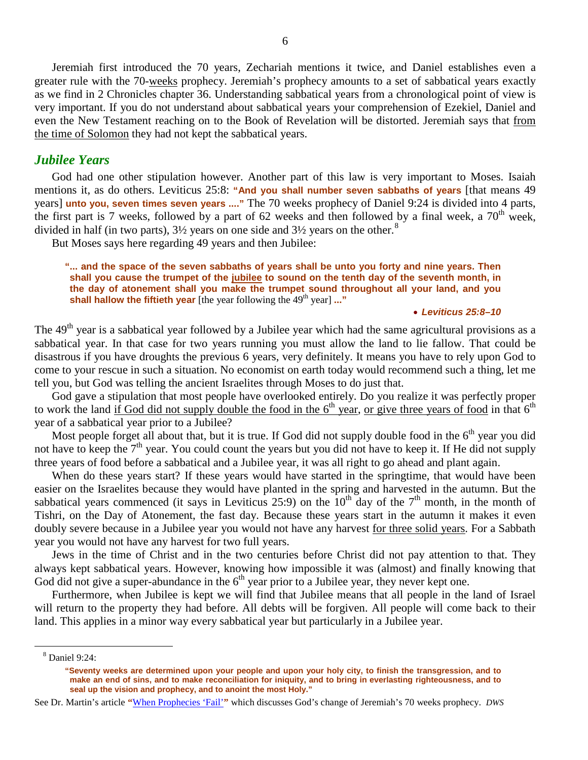Jeremiah first introduced the 70 years, Zechariah mentions it twice, and Daniel establishes even a greater rule with the 70-weeks prophecy. Jeremiah's prophecy amounts to a set of sabbatical years exactly as we find in 2 Chronicles chapter 36. Understanding sabbatical years from a chronological point of view is very important. If you do not understand about sabbatical years your comprehension of Ezekiel, Daniel and even the New Testament reaching on to the Book of Revelation will be distorted. Jeremiah says that from the time of Solomon they had not kept the sabbatical years.

## *Jubilee Years*

God had one other stipulation however. Another part of this law is very important to Moses. Isaiah mentions it, as do others. Leviticus 25:8: **"And you shall number seven sabbaths of years** [that means 49 years] **unto you, seven times seven years ...."** The 70 weeks prophecy of Daniel 9:24 is divided into 4 parts, the first part is 7 weeks, followed by a part of 62 weeks and then followed by a final week, a 70th week, divided in half (in two parts), 3½ years on one side and 3½ years on the other.[8]

But Moses says here regarding 49 years and then Jubilee:

> **"... and the space of the seven sabbaths of years shall be unto you forty and nine years. Then shall you cause the trumpet of the jubilee to sound on the tenth day of the seventh month, in the day of atonement shall you make the trumpet sound throughout all your land, and you shall hallow the fiftieth year** [the year following the 49th year] **..."**
>
> • ***Leviticus 25:8–10***

The 49th year is a sabbatical year followed by a Jubilee year which had the same agricultural provisions as a sabbatical year. In that case for two years running you must allow the land to lie fallow. That could be disastrous if you have droughts the previous 6 years, very definitely. It means you have to rely upon God to come to your rescue in such a situation. No economist on earth today would recommend such a thing, let me tell you, but God was telling the ancient Israelites through Moses to do just that.

God gave a stipulation that most people have overlooked entirely. Do you realize it was perfectly proper to work the land if God did not supply double the food in the 6th year, or give three years of food in that 6th year of a sabbatical year prior to a Jubilee?

Most people forget all about that, but it is true. If God did not supply double food in the 6th year you did not have to keep the 7th year. You could count the years but you did not have to keep it. If He did not supply three years of food before a sabbatical and a Jubilee year, it was all right to go ahead and plant again.

When do these years start? If these years would have started in the springtime, that would have been easier on the Israelites because they would have planted in the spring and harvested in the autumn. But the sabbatical years commenced (it says in Leviticus 25:9) on the 10th day of the 7th month, in the month of Tishri, on the Day of Atonement, the fast day. Because these years start in the autumn it makes it even doubly severe because in a Jubilee year you would not have any harvest for three solid years. For a Sabbath year you would not have any harvest for two full years.

Jews in the time of Christ and in the two centuries before Christ did not pay attention to that. They always kept sabbatical years. However, knowing how impossible it was (almost) and finally knowing that God did not give a super-abundance in the 6th year prior to a Jubilee year, they never kept one.

Furthermore, when Jubilee is kept we will find that Jubilee means that all people in the land of Israel will return to the property they had before. All debts will be forgiven. All people will come back to their land. This applies in a minor way every sabbatical year but particularly in a Jubilee year.

---

[8] Daniel 9:24:

> **"Seventy weeks are determined upon your people and upon your holy city, to finish the transgression, and to make an end of sins, and to make reconciliation for iniquity, and to bring in everlasting righteousness, and to seal up the vision and prophecy, and to anoint the most Holy."**

See Dr. Martin's article **"**When Prophecies 'Fail'**"** which discusses God's change of Jeremiah's 70 weeks prophecy. *DWS*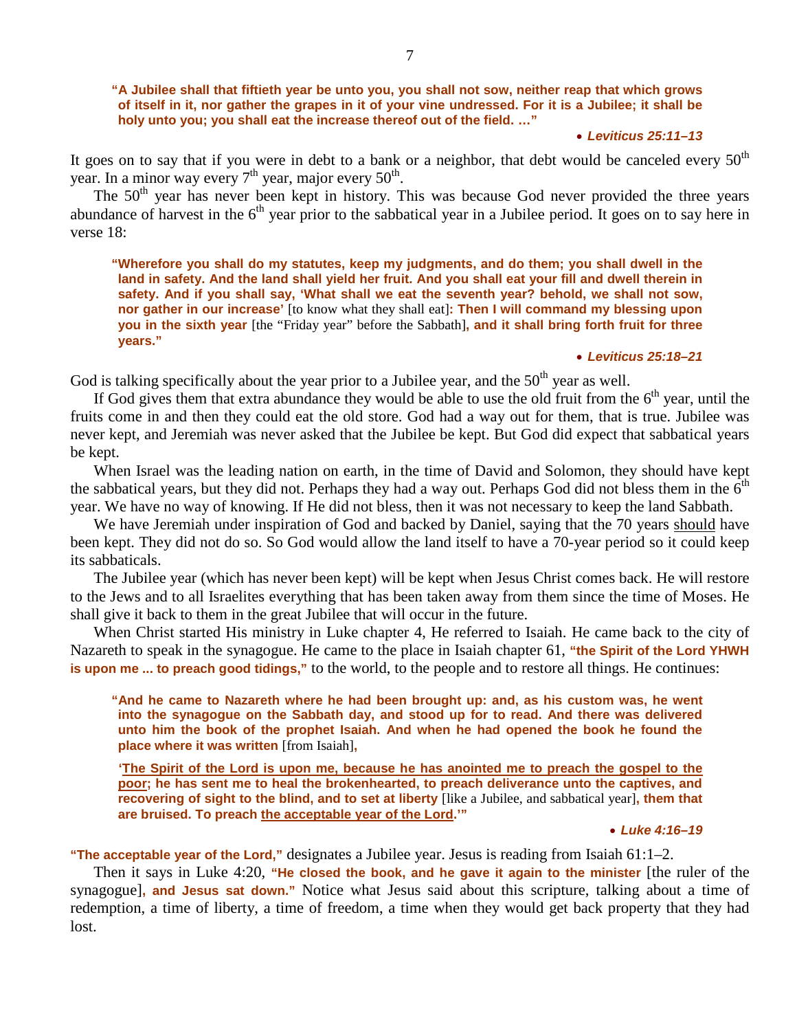> **"A Jubilee shall that fiftieth year be unto you, you shall not sow, neither reap that which grows of itself in it, nor gather the grapes in it of your vine undressed. For it is a Jubilee; it shall be holy unto you; you shall eat the increase thereof out of the field. …"**
>
> - ***Leviticus 25:11–13***

It goes on to say that if you were in debt to a bank or a neighbor, that debt would be canceled every $50^{th}$ year. In a minor way every $7^{th}$ year, major every $50^{th}$.

The $50^{th}$ year has never been kept in history. This was because God never provided the three years abundance of harvest in the $6^{th}$ year prior to the sabbatical year in a Jubilee period. It goes on to say here in verse 18:

> **"Wherefore you shall do my statutes, keep my judgments, and do them; you shall dwell in the land in safety. And the land shall yield her fruit. And you shall eat your fill and dwell therein in safety. And if you shall say, 'What shall we eat the seventh year? behold, we shall not sow, nor gather in our increase'** [to know what they shall eat]**: Then I will command my blessing upon you in the sixth year** [the "Friday year" before the Sabbath]**, and it shall bring forth fruit for three years."**
>
> - ***Leviticus 25:18–21***

God is talking specifically about the year prior to a Jubilee year, and the $50^{th}$ year as well.

If God gives them that extra abundance they would be able to use the old fruit from the $6^{th}$ year, until the fruits come in and then they could eat the old store. God had a way out for them, that is true. Jubilee was never kept, and Jeremiah was never asked that the Jubilee be kept. But God did expect that sabbatical years be kept.

When Israel was the leading nation on earth, in the time of David and Solomon, they should have kept the sabbatical years, but they did not. Perhaps they had a way out. Perhaps God did not bless them in the $6^{th}$ year. We have no way of knowing. If He did not bless, then it was not necessary to keep the land Sabbath.

We have Jeremiah under inspiration of God and backed by Daniel, saying that the 70 years <u>should</u> have been kept. They did not do so. So God would allow the land itself to have a 70-year period so it could keep its sabbaticals.

The Jubilee year (which has never been kept) will be kept when Jesus Christ comes back. He will restore to the Jews and to all Israelites everything that has been taken away from them since the time of Moses. He shall give it back to them in the great Jubilee that will occur in the future.

When Christ started His ministry in Luke chapter 4, He referred to Isaiah. He came back to the city of Nazareth to speak in the synagogue. He came to the place in Isaiah chapter 61, **"the Spirit of the Lord YHWH is upon me ... to preach good tidings,"** to the world, to the people and to restore all things. He continues:

> **"And he came to Nazareth where he had been brought up: and, as his custom was, he went into the synagogue on the Sabbath day, and stood up for to read. And there was delivered unto him the book of the prophet Isaiah. And when he had opened the book he found the place where it was written** [from Isaiah]**,**
>
> **'<u>The Spirit of the Lord is upon me, because he has anointed me to preach the gospel to the poor</u>; he has sent me to heal the brokenhearted, to preach deliverance unto the captives, and recovering of sight to the blind, and to set at liberty** [like a Jubilee, and sabbatical year]**, them that are bruised. To preach <u>the acceptable year of the Lord</u>.'"**
>
> - ***Luke 4:16–19***

**"The acceptable year of the Lord,"** designates a Jubilee year. Jesus is reading from Isaiah 61:1–2.

Then it says in Luke 4:20, **"He closed the book, and he gave it again to the minister** [the ruler of the synagogue]**, and Jesus sat down."** Notice what Jesus said about this scripture, talking about a time of redemption, a time of liberty, a time of freedom, a time when they would get back property that they had lost.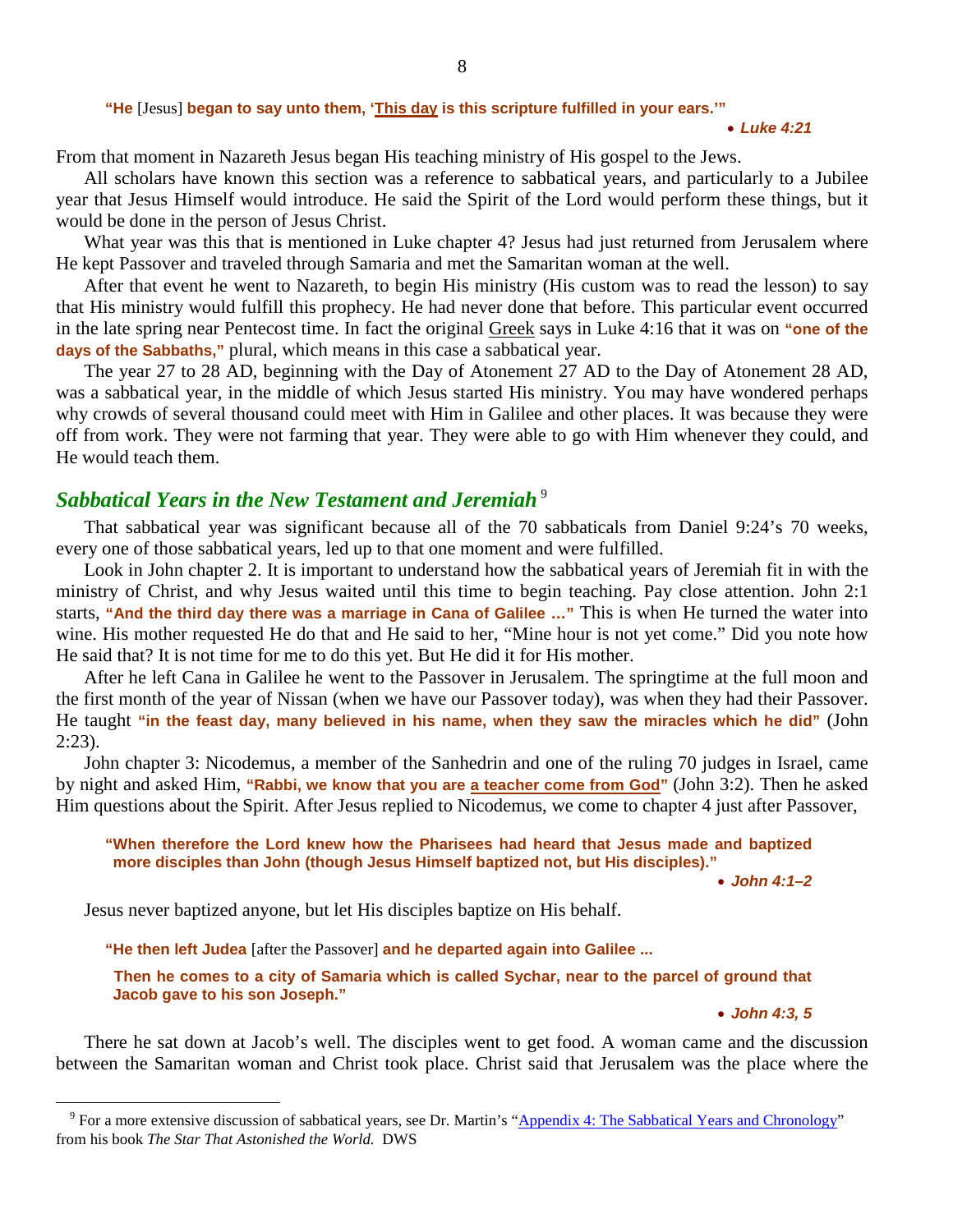> **"He** [Jesus] **began to say unto them, '<u>This day</u> is this scripture fulfilled in your ears.'"**
>
> • ***Luke 4:21***

From that moment in Nazareth Jesus began His teaching ministry of His gospel to the Jews.

All scholars have known this section was a reference to sabbatical years, and particularly to a Jubilee year that Jesus Himself would introduce. He said the Spirit of the Lord would perform these things, but it would be done in the person of Jesus Christ.

What year was this that is mentioned in Luke chapter 4? Jesus had just returned from Jerusalem where He kept Passover and traveled through Samaria and met the Samaritan woman at the well.

After that event he went to Nazareth, to begin His ministry (His custom was to read the lesson) to say that His ministry would fulfill this prophecy. He had never done that before. This particular event occurred in the late spring near Pentecost time. In fact the original <u>Greek</u> says in Luke 4:16 that it was on **"one of the days of the Sabbaths,"** plural, which means in this case a sabbatical year.

The year 27 to 28 AD, beginning with the Day of Atonement 27 AD to the Day of Atonement 28 AD, was a sabbatical year, in the middle of which Jesus started His ministry. You may have wondered perhaps why crowds of several thousand could meet with Him in Galilee and other places. It was because they were off from work. They were not farming that year. They were able to go with Him whenever they could, and He would teach them.

## *Sabbatical Years in the New Testament and Jeremiah* [9]

That sabbatical year was significant because all of the 70 sabbaticals from Daniel 9:24's 70 weeks, every one of those sabbatical years, led up to that one moment and were fulfilled.

Look in John chapter 2. It is important to understand how the sabbatical years of Jeremiah fit in with the ministry of Christ, and why Jesus waited until this time to begin teaching. Pay close attention. John 2:1 starts, **"And the third day there was a marriage in Cana of Galilee …"** This is when He turned the water into wine. His mother requested He do that and He said to her, "Mine hour is not yet come." Did you note how He said that? It is not time for me to do this yet. But He did it for His mother.

After he left Cana in Galilee he went to the Passover in Jerusalem. The springtime at the full moon and the first month of the year of Nissan (when we have our Passover today), was when they had their Passover. He taught **"in the feast day, many believed in his name, when they saw the miracles which he did"** (John 2:23).

John chapter 3: Nicodemus, a member of the Sanhedrin and one of the ruling 70 judges in Israel, came by night and asked Him, **"Rabbi, we know that you are <u>a teacher come from God</u>"** (John 3:2). Then he asked Him questions about the Spirit. After Jesus replied to Nicodemus, we come to chapter 4 just after Passover,

> **"When therefore the Lord knew how the Pharisees had heard that Jesus made and baptized more disciples than John (though Jesus Himself baptized not, but His disciples)."**
>
> • ***John 4:1–2***

Jesus never baptized anyone, but let His disciples baptize on His behalf.

> **"He then left Judea** [after the Passover] **and he departed again into Galilee ...**
>
> **Then he comes to a city of Samaria which is called Sychar, near to the parcel of ground that Jacob gave to his son Joseph."**
>
> • ***John 4:3, 5***

There he sat down at Jacob's well. The disciples went to get food. A woman came and the discussion between the Samaritan woman and Christ took place. Christ said that Jerusalem was the place where the

---

[9] For a more extensive discussion of sabbatical years, see Dr. Martin's "Appendix 4: The Sabbatical Years and Chronology" from his book *The Star That Astonished the World.* DWS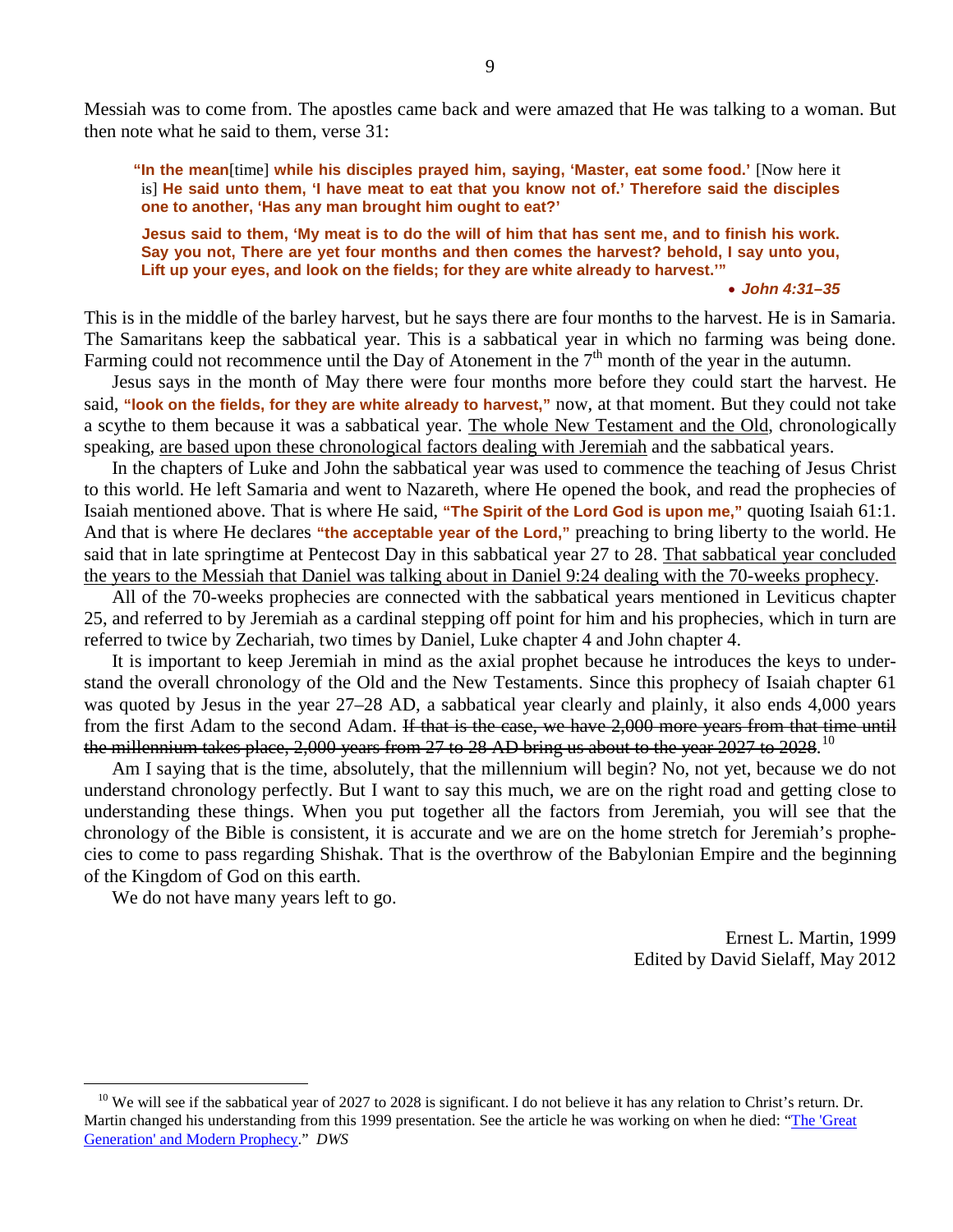Messiah was to come from. The apostles came back and were amazed that He was talking to a woman. But then note what he said to them, verse 31:

> **"In the mean**[time] **while his disciples prayed him, saying, 'Master, eat some food.'** [Now here it is] **He said unto them, 'I have meat to eat that you know not of.' Therefore said the disciples one to another, 'Has any man brought him ought to eat?'**
>
> **Jesus said to them, 'My meat is to do the will of him that has sent me, and to finish his work. Say you not, There are yet four months and then comes the harvest? behold, I say unto you, Lift up your eyes, and look on the fields; for they are white already to harvest.'"**
>
> • ***John 4:31–35***

This is in the middle of the barley harvest, but he says there are four months to the harvest. He is in Samaria. The Samaritans keep the sabbatical year. This is a sabbatical year in which no farming was being done. Farming could not recommence until the Day of Atonement in the 7th month of the year in the autumn.

Jesus says in the month of May there were four months more before they could start the harvest. He said, **"look on the fields, for they are white already to harvest,"** now, at that moment. But they could not take a scythe to them because it was a sabbatical year. <u>The whole New Testament and the Old</u>, chronologically speaking, <u>are based upon these chronological factors dealing with Jeremiah</u> and the sabbatical years.

In the chapters of Luke and John the sabbatical year was used to commence the teaching of Jesus Christ to this world. He left Samaria and went to Nazareth, where He opened the book, and read the prophecies of Isaiah mentioned above. That is where He said, **"The Spirit of the Lord God is upon me,"** quoting Isaiah 61:1. And that is where He declares **"the acceptable year of the Lord,"** preaching to bring liberty to the world. He said that in late springtime at Pentecost Day in this sabbatical year 27 to 28. <u>That sabbatical year concluded the years to the Messiah that Daniel was talking about in Daniel 9:24 dealing with the 70-weeks prophecy</u>.

All of the 70-weeks prophecies are connected with the sabbatical years mentioned in Leviticus chapter 25, and referred to by Jeremiah as a cardinal stepping off point for him and his prophecies, which in turn are referred to twice by Zechariah, two times by Daniel, Luke chapter 4 and John chapter 4.

It is important to keep Jeremiah in mind as the axial prophet because he introduces the keys to understand the overall chronology of the Old and the New Testaments. Since this prophecy of Isaiah chapter 61 was quoted by Jesus in the year 27–28 AD, a sabbatical year clearly and plainly, it also ends 4,000 years from the first Adam to the second Adam. ~~If that is the case, we have 2,000 more years from that time until the millennium takes place, 2,000 years from 27 to 28 AD bring us about to the year 2027 to 2028~~.[10]

Am I saying that is the time, absolutely, that the millennium will begin? No, not yet, because we do not understand chronology perfectly. But I want to say this much, we are on the right road and getting close to understanding these things. When you put together all the factors from Jeremiah, you will see that the chronology of the Bible is consistent, it is accurate and we are on the home stretch for Jeremiah's prophecies to come to pass regarding Shishak. That is the overthrow of the Babylonian Empire and the beginning of the Kingdom of God on this earth.

We do not have many years left to go.

Ernest L. Martin, 1999
Edited by David Sielaff, May 2012

---

[10] We will see if the sabbatical year of 2027 to 2028 is significant. I do not believe it has any relation to Christ's return. Dr. Martin changed his understanding from this 1999 presentation. See the article he was working on when he died: "The 'Great Generation' and Modern Prophecy." *DWS*